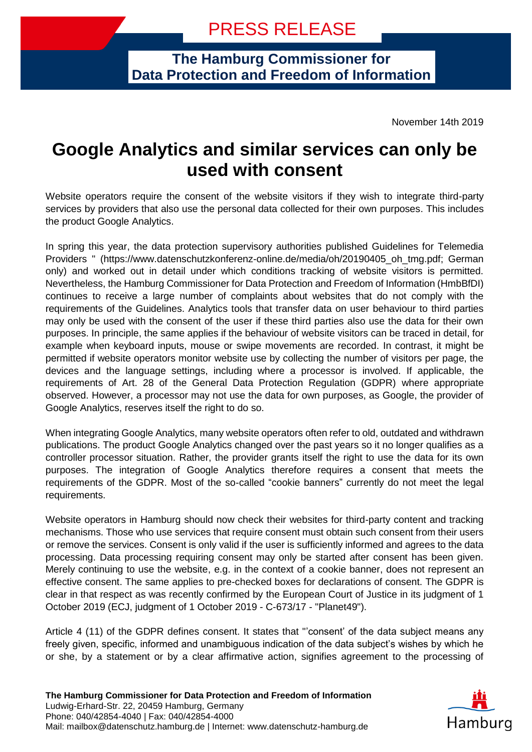PRESS RELEASE

**The Hamburg Commissioner for Data Protection and Freedom of Information**

November 14th 2019

# Google Analytics and similar services can only be used with consent

Website operators require the consent of the website visitors if they wish to integrate third-party services by providers that also use the personal data collected for their own purposes. This includes the product Google Analytics.

In spring this year, the data protection supervisory authorities published Guidelines for Telemedia Providers " (https://www.datenschutzkonferenz-online.de/media/oh/20190405_oh_tmg.pdf; German only) and worked out in detail under which conditions tracking of website visitors is permitted. Nevertheless, the Hamburg Commissioner for Data Protection and Freedom of Information (HmbBfDI) continues to receive a large number of complaints about websites that do not comply with the requirements of the Guidelines. Analytics tools that transfer data on user behaviour to third parties may only be used with the consent of the user if these third parties also use the data for their own purposes. In principle, the same applies if the behaviour of website visitors can be traced in detail, for example when keyboard inputs, mouse or swipe movements are recorded. In contrast, it might be permitted if website operators monitor website use by collecting the number of visitors per page, the devices and the language settings, including where a processor is involved. If applicable, the requirements of Art. 28 of the General Data Protection Regulation (GDPR) where appropriate observed. However, a processor may not use the data for own purposes, as Google, the provider of Google Analytics, reserves itself the right to do so.

When integrating Google Analytics, many website operators often refer to old, outdated and withdrawn publications. The product Google Analytics changed over the past years so it no longer qualifies as a controller processor situation. Rather, the provider grants itself the right to use the data for its own purposes. The integration of Google Analytics therefore requires a consent that meets the requirements of the GDPR. Most of the so-called “cookie banners” currently do not meet the legal requirements.

Website operators in Hamburg should now check their websites for third-party content and tracking mechanisms. Those who use services that require consent must obtain such consent from their users or remove the services. Consent is only valid if the user is sufficiently informed and agrees to the data processing. Data processing requiring consent may only be started after consent has been given. Merely continuing to use the website, e.g. in the context of a cookie banner, does not represent an effective consent. The same applies to pre-checked boxes for declarations of consent. The GDPR is clear in that respect as was recently confirmed by the European Court of Justice in its judgment of 1 October 2019 (ECJ, judgment of 1 October 2019 - C-673/17 - "Planet49").

Article 4 (11) of the GDPR defines consent. It states that "’consent’ of the data subject means any freely given, specific, informed and unambiguous indication of the data subject’s wishes by which he or she, by a statement or by a clear affirmative action, signifies agreement to the processing of

**The Hamburg Commissioner for Data Protection and Freedom of Information**
Ludwig-Erhard-Str. 22, 20459 Hamburg, Germany
Phone: 040/42854-4040 | Fax: 040/42854-4000
Mail: mailbox@datenschutz.hamburg.de | Internet: www.datenschutz-hamburg.de

Hamburg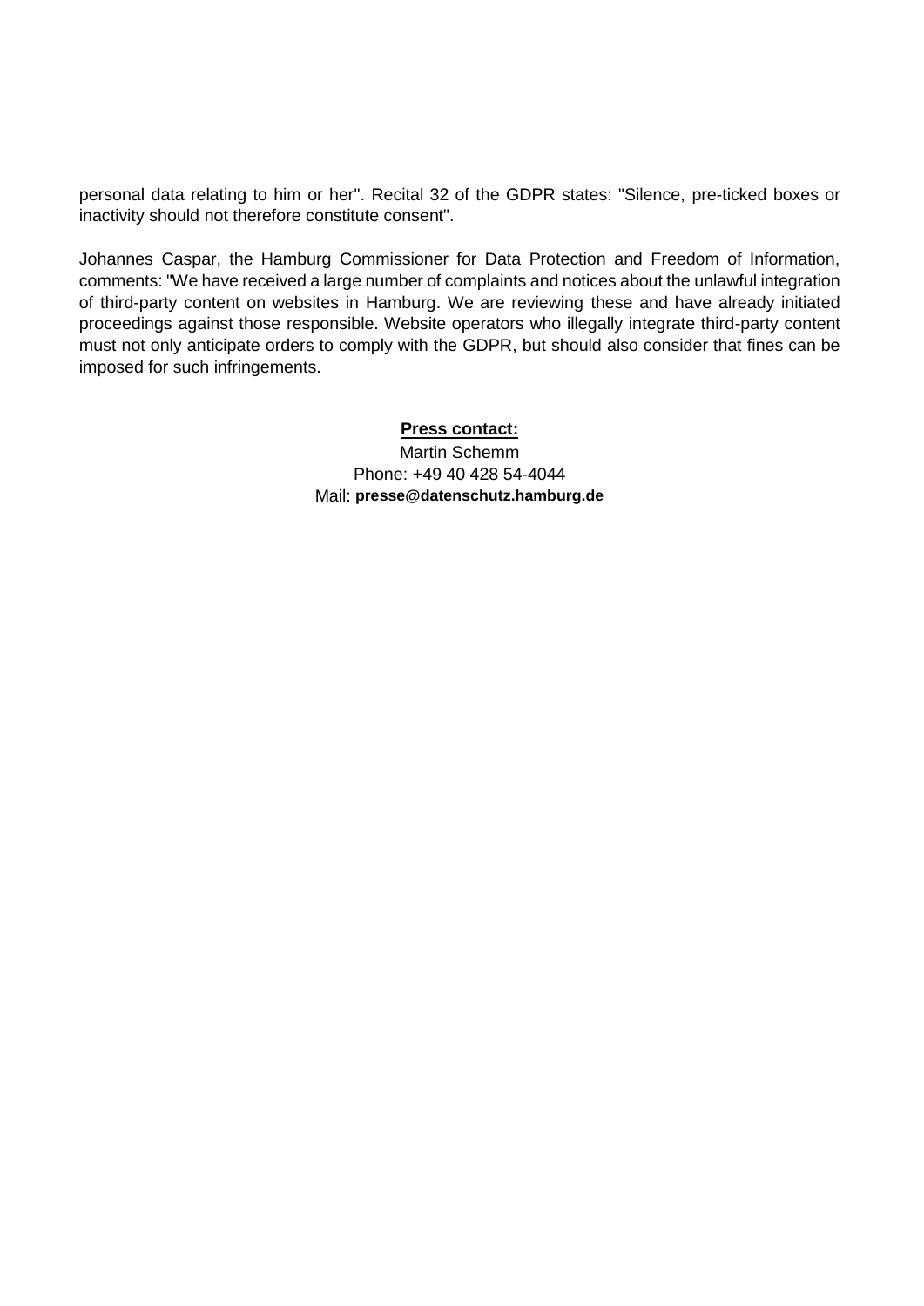personal data relating to him or her". Recital 32 of the GDPR states: "Silence, pre-ticked boxes or inactivity should not therefore constitute consent".

Johannes Caspar, the Hamburg Commissioner for Data Protection and Freedom of Information, comments: "We have received a large number of complaints and notices about the unlawful integration of third-party content on websites in Hamburg. We are reviewing these and have already initiated proceedings against those responsible. Website operators who illegally integrate third-party content must not only anticipate orders to comply with the GDPR, but should also consider that fines can be imposed for such infringements.

**Press contact:**

Martin Schemm
Phone: +49 40 428 54-4044
Mail: **presse@datenschutz.hamburg.de**